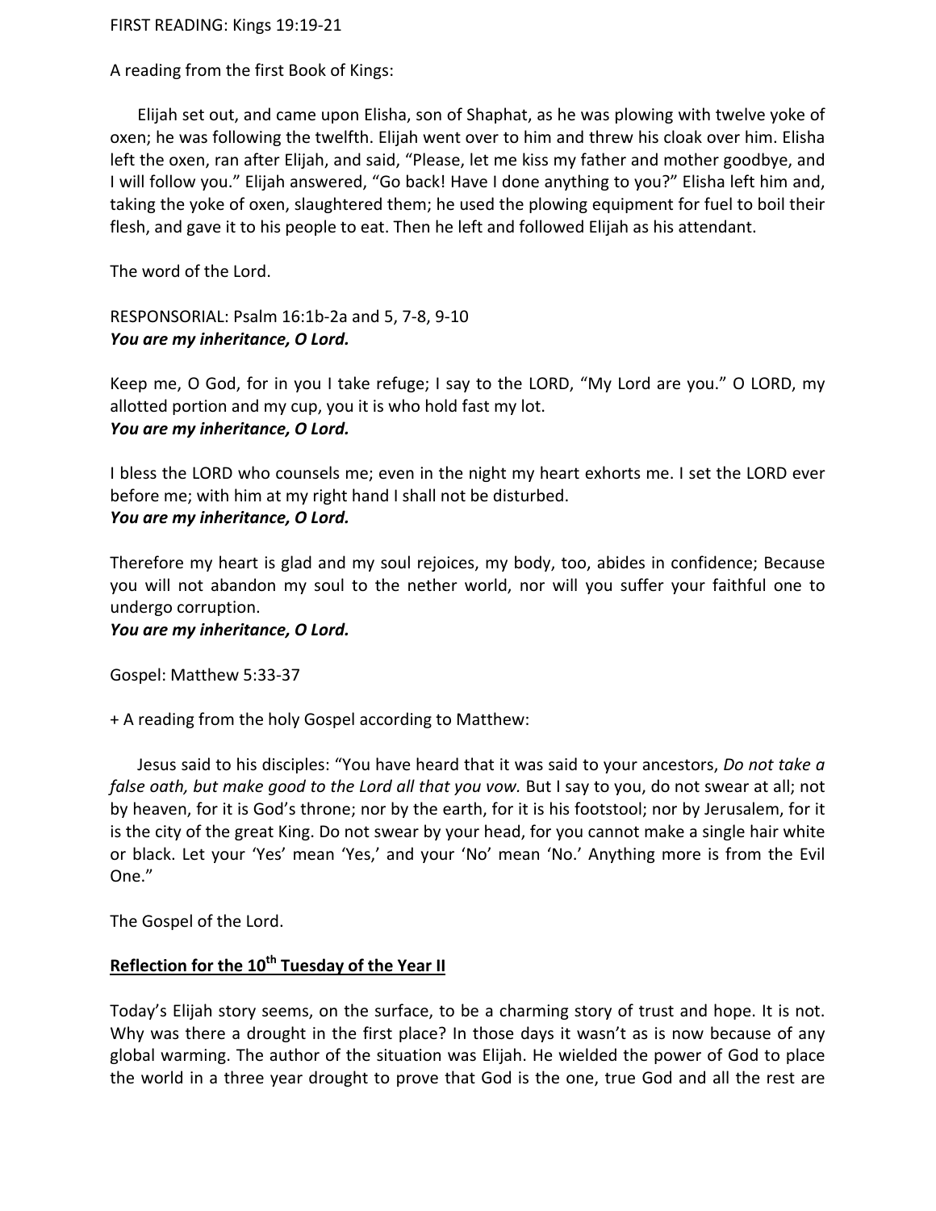FIRST READING: Kings 19:19-21

A reading from the first Book of Kings:

Elijah set out, and came upon Elisha, son of Shaphat, as he was plowing with twelve yoke of oxen; he was following the twelfth. Elijah went over to him and threw his cloak over him. Elisha left the oxen, ran after Elijah, and said, "Please, let me kiss my father and mother goodbye, and I will follow you." Elijah answered, "Go back! Have I done anything to you?" Elisha left him and, taking the yoke of oxen, slaughtered them; he used the plowing equipment for fuel to boil their flesh, and gave it to his people to eat. Then he left and followed Elijah as his attendant.

The word of the Lord.

RESPONSORIAL: Psalm 16:1b-2a and 5, 7-8, 9-10
***You are my inheritance, O Lord.***

Keep me, O God, for in you I take refuge; I say to the LORD, "My Lord are you." O LORD, my allotted portion and my cup, you it is who hold fast my lot.
***You are my inheritance, O Lord.***

I bless the LORD who counsels me; even in the night my heart exhorts me. I set the LORD ever before me; with him at my right hand I shall not be disturbed.
***You are my inheritance, O Lord.***

Therefore my heart is glad and my soul rejoices, my body, too, abides in confidence; Because you will not abandon my soul to the nether world, nor will you suffer your faithful one to undergo corruption.
***You are my inheritance, O Lord.***

Gospel: Matthew 5:33-37

+ A reading from the holy Gospel according to Matthew:

Jesus said to his disciples: "You have heard that it was said to your ancestors, *Do not take a false oath, but make good to the Lord all that you vow.* But I say to you, do not swear at all; not by heaven, for it is God's throne; nor by the earth, for it is his footstool; nor by Jerusalem, for it is the city of the great King. Do not swear by your head, for you cannot make a single hair white or black. Let your 'Yes' mean 'Yes,' and your 'No' mean 'No.' Anything more is from the Evil One."

The Gospel of the Lord.

## Reflection for the 10th Tuesday of the Year II

Today's Elijah story seems, on the surface, to be a charming story of trust and hope. It is not. Why was there a drought in the first place? In those days it wasn't as is now because of any global warming. The author of the situation was Elijah. He wielded the power of God to place the world in a three year drought to prove that God is the one, true God and all the rest are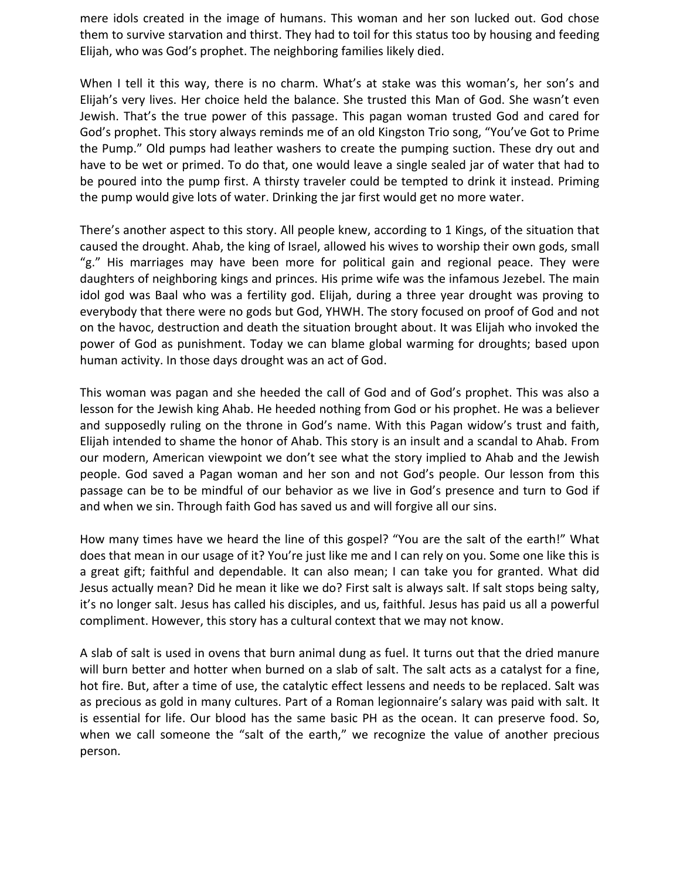mere idols created in the image of humans. This woman and her son lucked out. God chose them to survive starvation and thirst. They had to toil for this status too by housing and feeding Elijah, who was God's prophet. The neighboring families likely died.

When I tell it this way, there is no charm. What's at stake was this woman's, her son's and Elijah's very lives. Her choice held the balance. She trusted this Man of God. She wasn't even Jewish. That's the true power of this passage. This pagan woman trusted God and cared for God's prophet. This story always reminds me of an old Kingston Trio song, "You've Got to Prime the Pump." Old pumps had leather washers to create the pumping suction. These dry out and have to be wet or primed. To do that, one would leave a single sealed jar of water that had to be poured into the pump first. A thirsty traveler could be tempted to drink it instead. Priming the pump would give lots of water. Drinking the jar first would get no more water.

There's another aspect to this story. All people knew, according to 1 Kings, of the situation that caused the drought. Ahab, the king of Israel, allowed his wives to worship their own gods, small "g." His marriages may have been more for political gain and regional peace. They were daughters of neighboring kings and princes. His prime wife was the infamous Jezebel. The main idol god was Baal who was a fertility god. Elijah, during a three year drought was proving to everybody that there were no gods but God, YHWH. The story focused on proof of God and not on the havoc, destruction and death the situation brought about. It was Elijah who invoked the power of God as punishment. Today we can blame global warming for droughts; based upon human activity. In those days drought was an act of God.

This woman was pagan and she heeded the call of God and of God's prophet. This was also a lesson for the Jewish king Ahab. He heeded nothing from God or his prophet. He was a believer and supposedly ruling on the throne in God's name. With this Pagan widow's trust and faith, Elijah intended to shame the honor of Ahab. This story is an insult and a scandal to Ahab. From our modern, American viewpoint we don't see what the story implied to Ahab and the Jewish people. God saved a Pagan woman and her son and not God's people. Our lesson from this passage can be to be mindful of our behavior as we live in God's presence and turn to God if and when we sin. Through faith God has saved us and will forgive all our sins.

How many times have we heard the line of this gospel? "You are the salt of the earth!" What does that mean in our usage of it? You're just like me and I can rely on you. Some one like this is a great gift; faithful and dependable. It can also mean; I can take you for granted. What did Jesus actually mean? Did he mean it like we do? First salt is always salt. If salt stops being salty, it's no longer salt. Jesus has called his disciples, and us, faithful. Jesus has paid us all a powerful compliment. However, this story has a cultural context that we may not know.

A slab of salt is used in ovens that burn animal dung as fuel. It turns out that the dried manure will burn better and hotter when burned on a slab of salt. The salt acts as a catalyst for a fine, hot fire. But, after a time of use, the catalytic effect lessens and needs to be replaced. Salt was as precious as gold in many cultures. Part of a Roman legionnaire's salary was paid with salt. It is essential for life. Our blood has the same basic PH as the ocean. It can preserve food. So, when we call someone the "salt of the earth," we recognize the value of another precious person.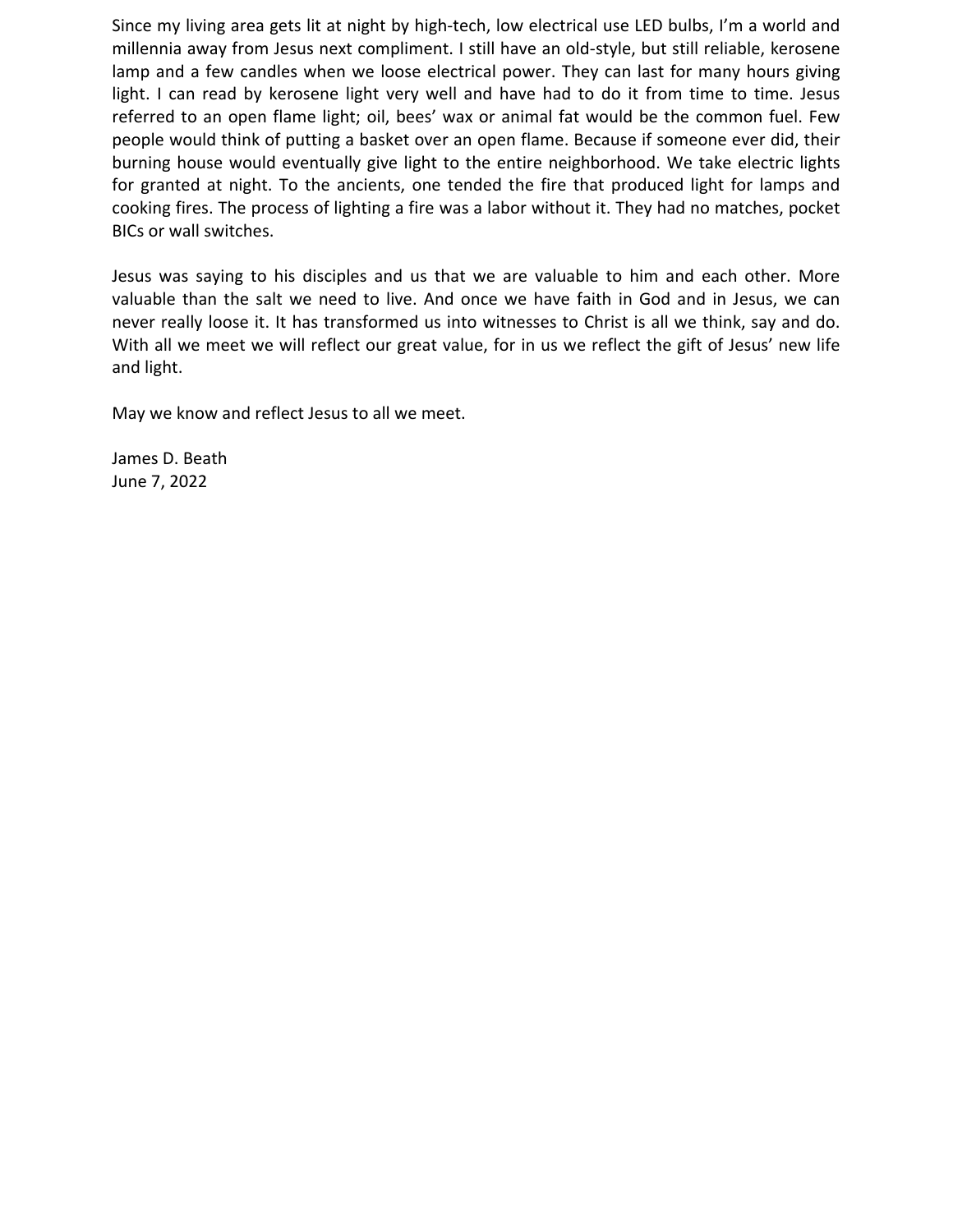Since my living area gets lit at night by high-tech, low electrical use LED bulbs, I'm a world and millennia away from Jesus next compliment. I still have an old-style, but still reliable, kerosene lamp and a few candles when we loose electrical power. They can last for many hours giving light. I can read by kerosene light very well and have had to do it from time to time. Jesus referred to an open flame light; oil, bees' wax or animal fat would be the common fuel. Few people would think of putting a basket over an open flame. Because if someone ever did, their burning house would eventually give light to the entire neighborhood. We take electric lights for granted at night. To the ancients, one tended the fire that produced light for lamps and cooking fires. The process of lighting a fire was a labor without it. They had no matches, pocket BICs or wall switches.

Jesus was saying to his disciples and us that we are valuable to him and each other. More valuable than the salt we need to live. And once we have faith in God and in Jesus, we can never really loose it. It has transformed us into witnesses to Christ is all we think, say and do. With all we meet we will reflect our great value, for in us we reflect the gift of Jesus' new life and light.

May we know and reflect Jesus to all we meet.

James D. Beath
June 7, 2022